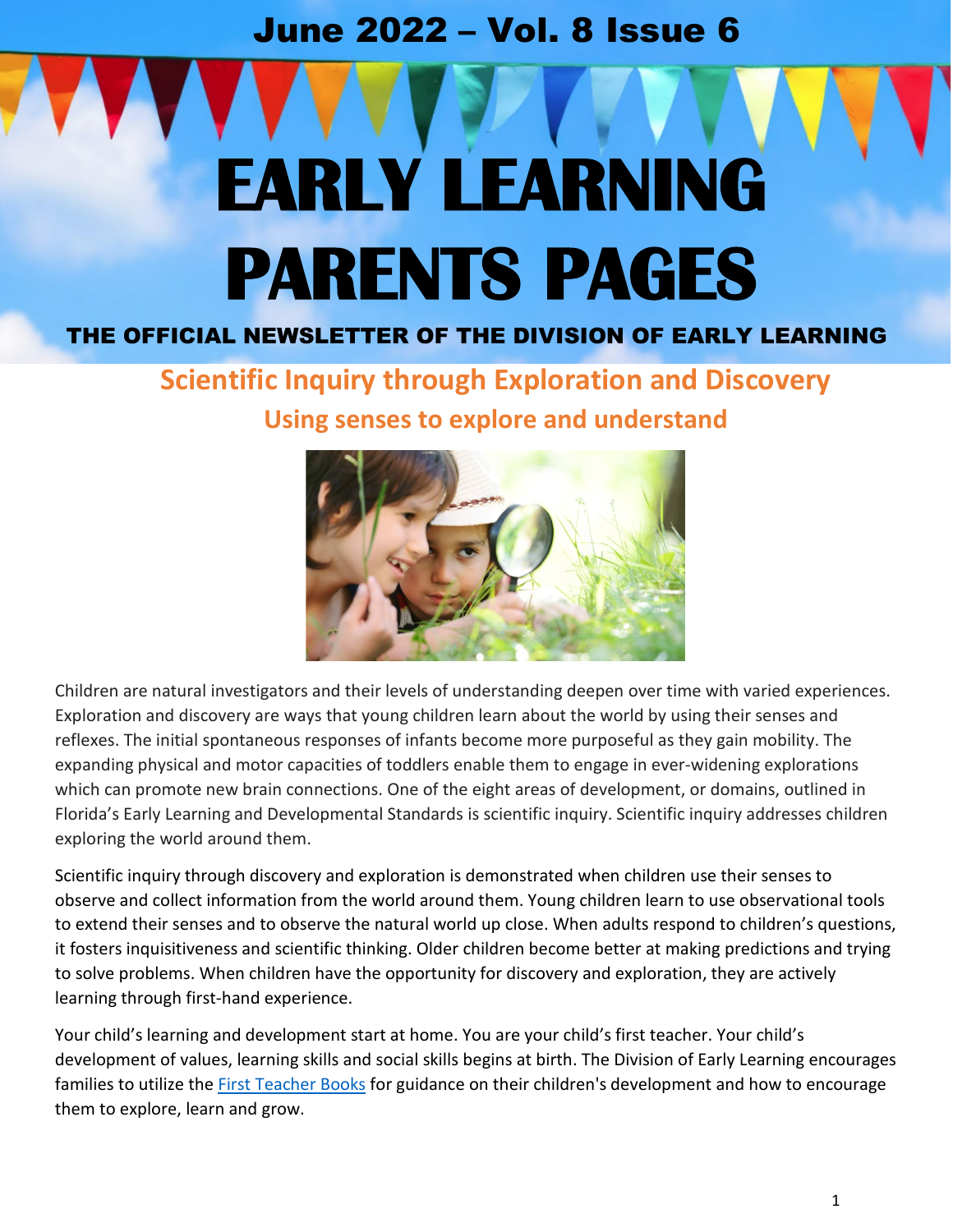June 2022 – Vol. 8 Issue 6

# EARLY LEARNING PARENTS PAGES

**THE OFFICIAL NEWSLETTER OF THE DIVISION OF EARLY LEARNING**

## Scientific Inquiry through Exploration and Discovery

### Using senses to explore and understand

Children are natural investigators and their levels of understanding deepen over time with varied experiences. Exploration and discovery are ways that young children learn about the world by using their senses and reflexes. The initial spontaneous responses of infants become more purposeful as they gain mobility. The expanding physical and motor capacities of toddlers enable them to engage in ever-widening explorations which can promote new brain connections. One of the eight areas of development, or domains, outlined in Florida's Early Learning and Developmental Standards is scientific inquiry. Scientific inquiry addresses children exploring the world around them.

Scientific inquiry through discovery and exploration is demonstrated when children use their senses to observe and collect information from the world around them. Young children learn to use observational tools to extend their senses and to observe the natural world up close. When adults respond to children's questions, it fosters inquisitiveness and scientific thinking. Older children become better at making predictions and trying to solve problems. When children have the opportunity for discovery and exploration, they are actively learning through first-hand experience.

Your child's learning and development start at home. You are your child's first teacher. Your child's development of values, learning skills and social skills begins at birth. The Division of Early Learning encourages families to utilize the First Teacher Books for guidance on their children's development and how to encourage them to explore, learn and grow.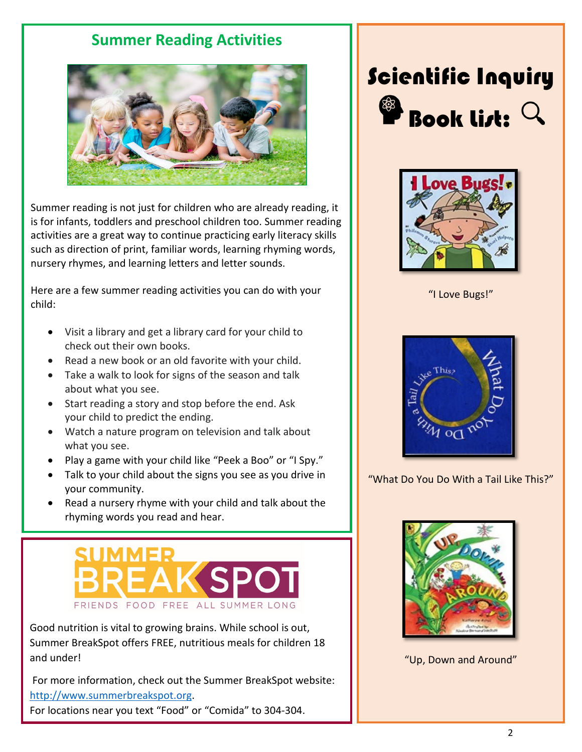## Summer Reading Activities

Summer reading is not just for children who are already reading, it is for infants, toddlers and preschool children too. Summer reading activities are a great way to continue practicing early literacy skills such as direction of print, familiar words, learning rhyming words, nursery rhymes, and learning letters and letter sounds.

Here are a few summer reading activities you can do with your child:

- Visit a library and get a library card for your child to check out their own books.
- Read a new book or an old favorite with your child.
- Take a walk to look for signs of the season and talk about what you see.
- Start reading a story and stop before the end. Ask your child to predict the ending.
- Watch a nature program on television and talk about what you see.
- Play a game with your child like "Peek a Boo" or "I Spy."
- Talk to your child about the signs you see as you drive in your community.
- Read a nursery rhyme with your child and talk about the rhyming words you read and hear.

## SUMMER BREAKSPOT

FRIENDS FOOD FREE ALL SUMMER LONG

Good nutrition is vital to growing brains. While school is out, Summer BreakSpot offers FREE, nutritious meals for children 18 and under!

For more information, check out the Summer BreakSpot website: http://www.summerbreakspot.org.

For locations near you text "Food" or "Comida" to 304-304.

## Scientific Inquiry Book List:

"I Love Bugs!"

"What Do You Do With a Tail Like This?"

"Up, Down and Around"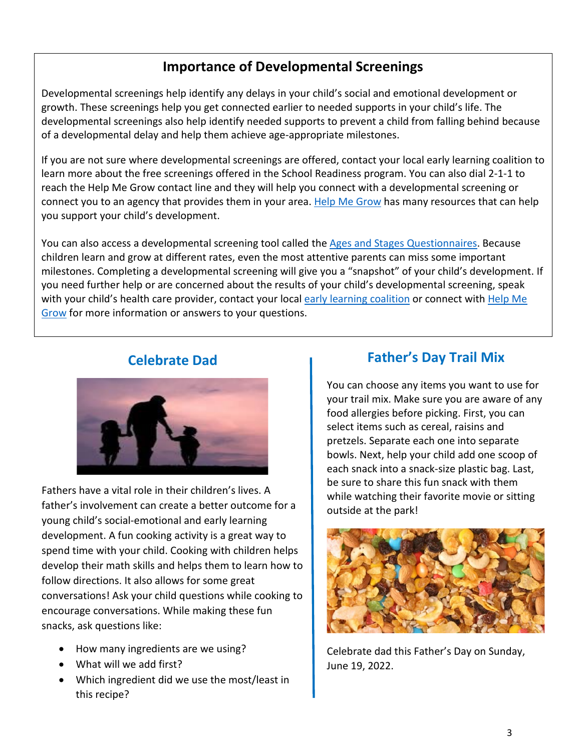## Importance of Developmental Screenings

Developmental screenings help identify any delays in your child's social and emotional development or growth. These screenings help you get connected earlier to needed supports in your child's life. The developmental screenings also help identify needed supports to prevent a child from falling behind because of a developmental delay and help them achieve age-appropriate milestones.

If you are not sure where developmental screenings are offered, contact your local early learning coalition to learn more about the free screenings offered in the School Readiness program. You can also dial 2-1-1 to reach the Help Me Grow contact line and they will help you connect with a developmental screening or connect you to an agency that provides them in your area. Help Me Grow has many resources that can help you support your child's development.

You can also access a developmental screening tool called the Ages and Stages Questionnaires. Because children learn and grow at different rates, even the most attentive parents can miss some important milestones. Completing a developmental screening will give you a "snapshot" of your child's development. If you need further help or are concerned about the results of your child's developmental screening, speak with your child's health care provider, contact your local early learning coalition or connect with Help Me Grow for more information or answers to your questions.

## Celebrate Dad

Fathers have a vital role in their children's lives. A father's involvement can create a better outcome for a young child's social-emotional and early learning development. A fun cooking activity is a great way to spend time with your child. Cooking with children helps develop their math skills and helps them to learn how to follow directions. It also allows for some great conversations! Ask your child questions while cooking to encourage conversations. While making these fun snacks, ask questions like:

- How many ingredients are we using?
- What will we add first?
- Which ingredient did we use the most/least in this recipe?

## Father's Day Trail Mix

You can choose any items you want to use for your trail mix. Make sure you are aware of any food allergies before picking. First, you can select items such as cereal, raisins and pretzels. Separate each one into separate bowls. Next, help your child add one scoop of each snack into a snack-size plastic bag. Last, be sure to share this fun snack with them while watching their favorite movie or sitting outside at the park!

Celebrate dad this Father's Day on Sunday, June 19, 2022.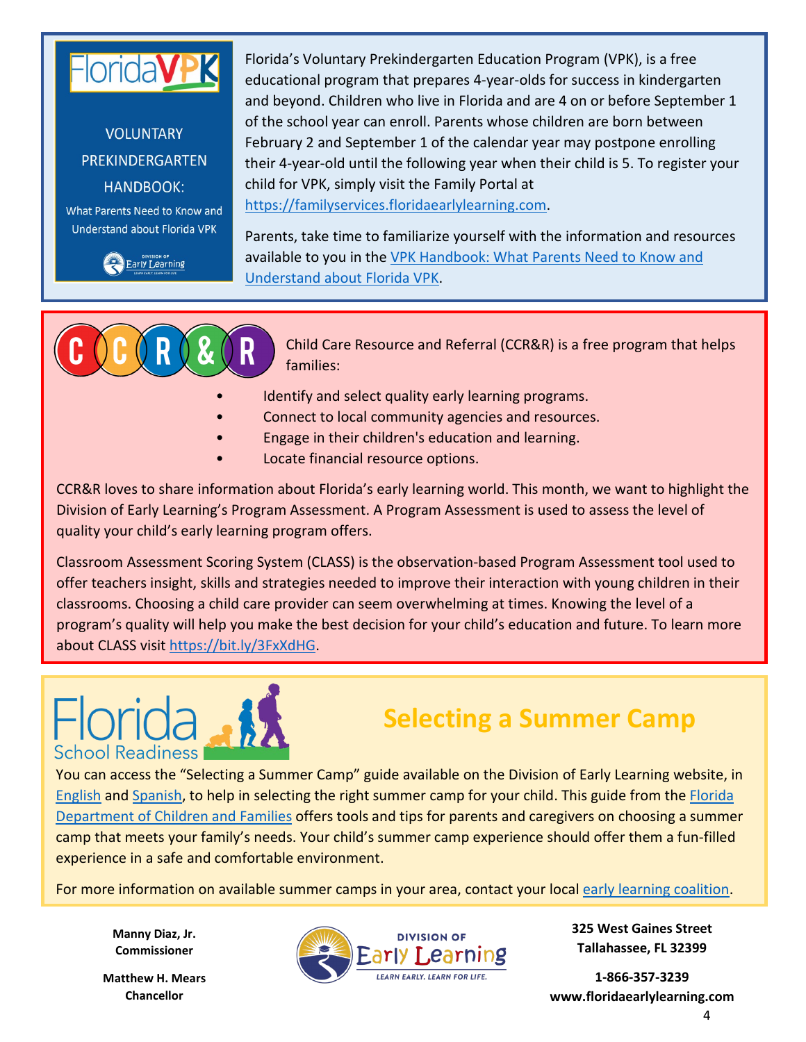FloridaVPK

VOLUNTARY PREKINDERGARTEN HANDBOOK:

What Parents Need to Know and Understand about Florida VPK

Florida's Voluntary Prekindergarten Education Program (VPK), is a free educational program that prepares 4-year-olds for success in kindergarten and beyond. Children who live in Florida and are 4 on or before September 1 of the school year can enroll. Parents whose children are born between February 2 and September 1 of the calendar year may postpone enrolling their 4-year-old until the following year when their child is 5. To register your child for VPK, simply visit the Family Portal at https://familyservices.floridaearlylearning.com.

Parents, take time to familiarize yourself with the information and resources available to you in the VPK Handbook: What Parents Need to Know and Understand about Florida VPK.

CCR&R

Child Care Resource and Referral (CCR&R) is a free program that helps families:

- Identify and select quality early learning programs.
- Connect to local community agencies and resources.
- Engage in their children's education and learning.
- Locate financial resource options.

CCR&R loves to share information about Florida's early learning world. This month, we want to highlight the Division of Early Learning's Program Assessment. A Program Assessment is used to assess the level of quality your child's early learning program offers.

Classroom Assessment Scoring System (CLASS) is the observation-based Program Assessment tool used to offer teachers insight, skills and strategies needed to improve their interaction with young children in their classrooms. Choosing a child care provider can seem overwhelming at times. Knowing the level of a program's quality will help you make the best decision for your child's education and future. To learn more about CLASS visit https://bit.ly/3FxXdHG.

Florida School Readiness

## Selecting a Summer Camp

You can access the "Selecting a Summer Camp" guide available on the Division of Early Learning website, in English and Spanish, to help in selecting the right summer camp for your child. This guide from the Florida Department of Children and Families offers tools and tips for parents and caregivers on choosing a summer camp that meets your family's needs. Your child's summer camp experience should offer them a fun-filled experience in a safe and comfortable environment.

For more information on available summer camps in your area, contact your local early learning coalition.

**Manny Diaz, Jr.**
**Commissioner**

**Matthew H. Mears**
**Chancellor**

DIVISION OF Early Learning — LEARN EARLY. LEARN FOR LIFE.

**325 West Gaines Street**
**Tallahassee, FL 32399**

**1-866-357-3239**
**www.floridaearlylearning.com**